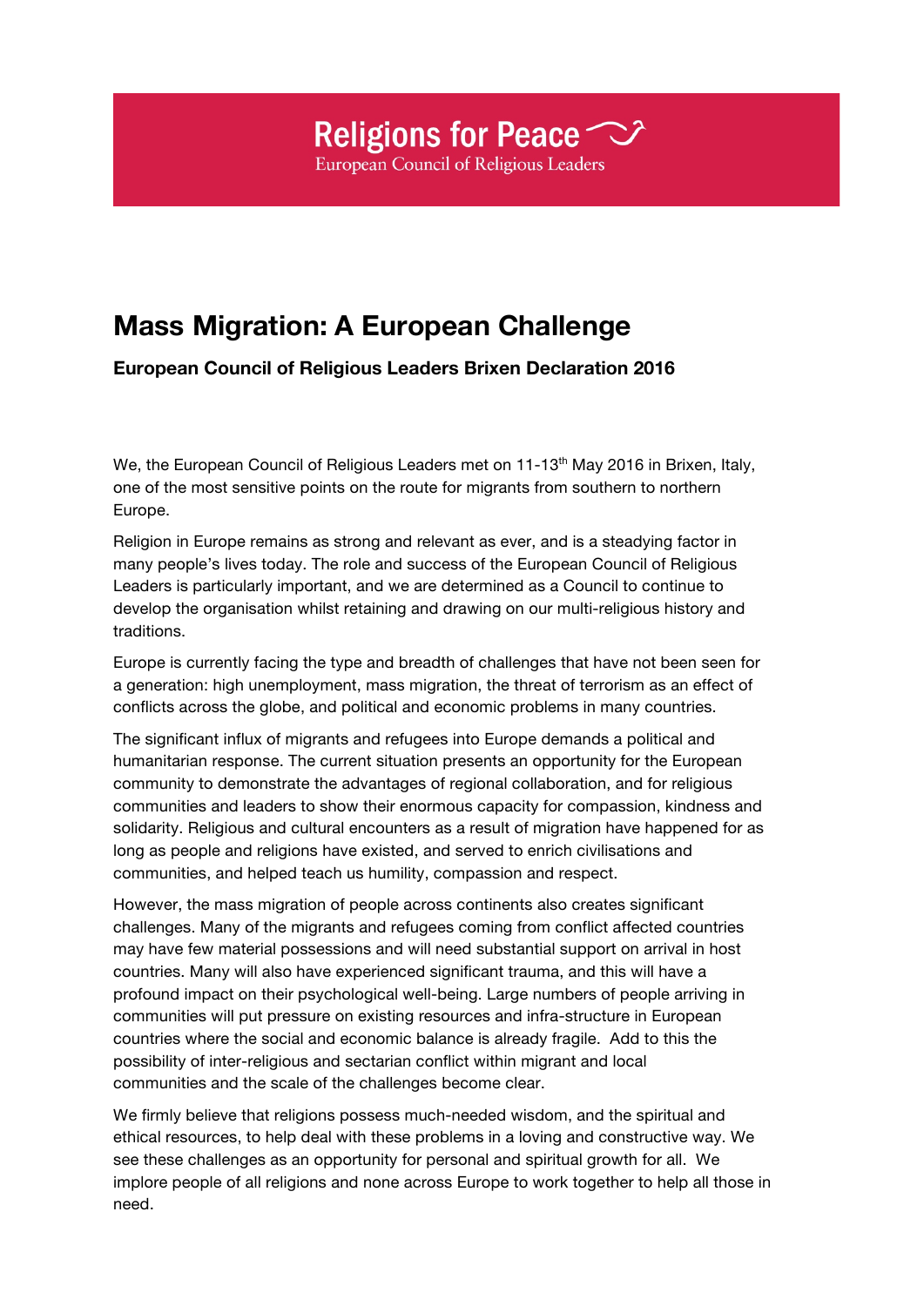Religions for Peace

European Council of Religious Leaders

# Mass Migration: A European Challenge

**European Council of Religious Leaders Brixen Declaration 2016**

We, the European Council of Religious Leaders met on 11-13th May 2016 in Brixen, Italy, one of the most sensitive points on the route for migrants from southern to northern Europe.

Religion in Europe remains as strong and relevant as ever, and is a steadying factor in many people's lives today. The role and success of the European Council of Religious Leaders is particularly important, and we are determined as a Council to continue to develop the organisation whilst retaining and drawing on our multi-religious history and traditions.

Europe is currently facing the type and breadth of challenges that have not been seen for a generation: high unemployment, mass migration, the threat of terrorism as an effect of conflicts across the globe, and political and economic problems in many countries.

The significant influx of migrants and refugees into Europe demands a political and humanitarian response. The current situation presents an opportunity for the European community to demonstrate the advantages of regional collaboration, and for religious communities and leaders to show their enormous capacity for compassion, kindness and solidarity. Religious and cultural encounters as a result of migration have happened for as long as people and religions have existed, and served to enrich civilisations and communities, and helped teach us humility, compassion and respect.

However, the mass migration of people across continents also creates significant challenges. Many of the migrants and refugees coming from conflict affected countries may have few material possessions and will need substantial support on arrival in host countries. Many will also have experienced significant trauma, and this will have a profound impact on their psychological well-being. Large numbers of people arriving in communities will put pressure on existing resources and infra-structure in European countries where the social and economic balance is already fragile. Add to this the possibility of inter-religious and sectarian conflict within migrant and local communities and the scale of the challenges become clear.

We firmly believe that religions possess much-needed wisdom, and the spiritual and ethical resources, to help deal with these problems in a loving and constructive way. We see these challenges as an opportunity for personal and spiritual growth for all. We implore people of all religions and none across Europe to work together to help all those in need.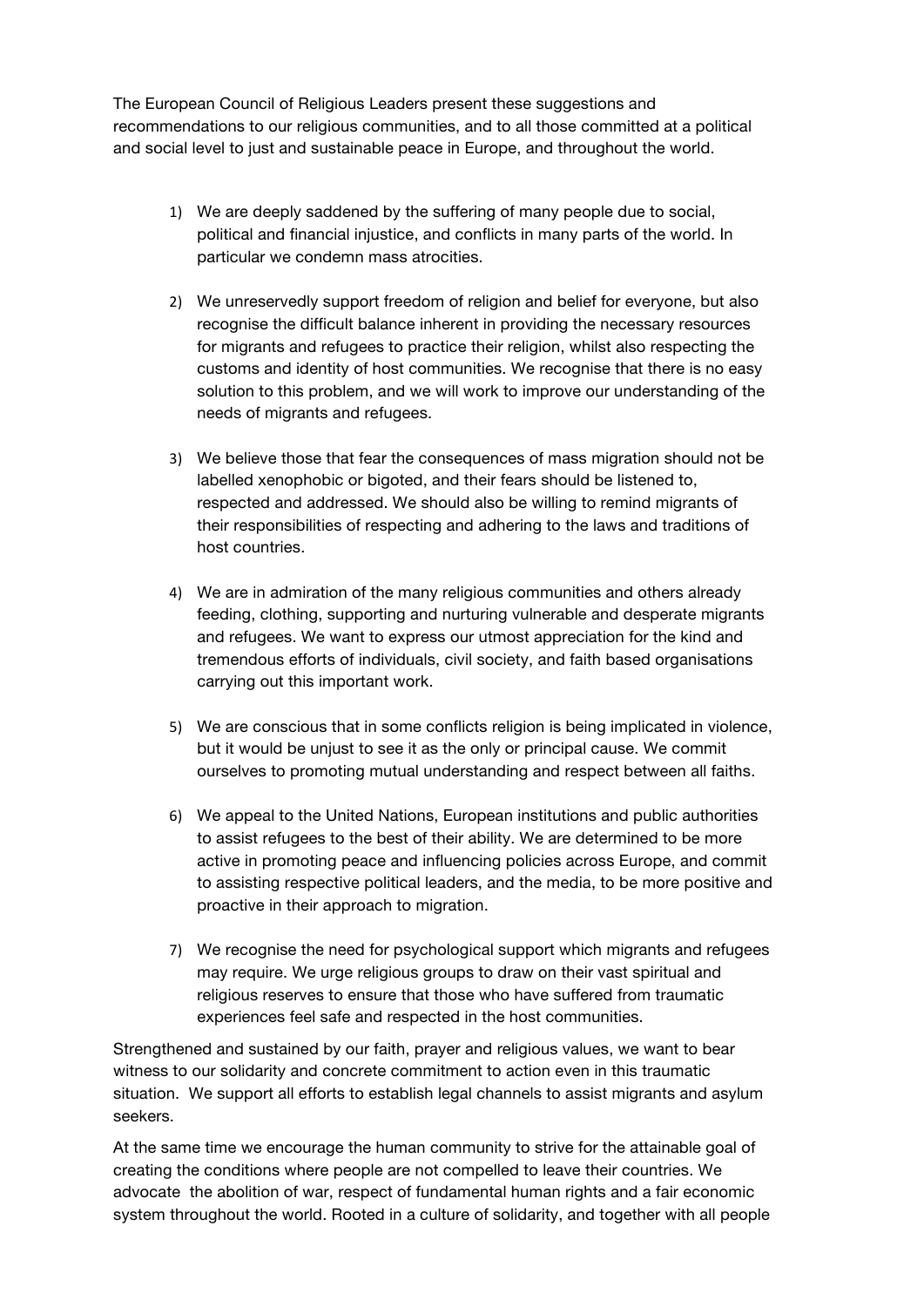The European Council of Religious Leaders present these suggestions and recommendations to our religious communities, and to all those committed at a political and social level to just and sustainable peace in Europe, and throughout the world.

1) We are deeply saddened by the suffering of many people due to social, political and financial injustice, and conflicts in many parts of the world. In particular we condemn mass atrocities.

2) We unreservedly support freedom of religion and belief for everyone, but also recognise the difficult balance inherent in providing the necessary resources for migrants and refugees to practice their religion, whilst also respecting the customs and identity of host communities. We recognise that there is no easy solution to this problem, and we will work to improve our understanding of the needs of migrants and refugees.

3) We believe those that fear the consequences of mass migration should not be labelled xenophobic or bigoted, and their fears should be listened to, respected and addressed. We should also be willing to remind migrants of their responsibilities of respecting and adhering to the laws and traditions of host countries.

4) We are in admiration of the many religious communities and others already feeding, clothing, supporting and nurturing vulnerable and desperate migrants and refugees. We want to express our utmost appreciation for the kind and tremendous efforts of individuals, civil society, and faith based organisations carrying out this important work.

5) We are conscious that in some conflicts religion is being implicated in violence, but it would be unjust to see it as the only or principal cause. We commit ourselves to promoting mutual understanding and respect between all faiths.

6) We appeal to the United Nations, European institutions and public authorities to assist refugees to the best of their ability. We are determined to be more active in promoting peace and influencing policies across Europe, and commit to assisting respective political leaders, and the media, to be more positive and proactive in their approach to migration.

7) We recognise the need for psychological support which migrants and refugees may require. We urge religious groups to draw on their vast spiritual and religious reserves to ensure that those who have suffered from traumatic experiences feel safe and respected in the host communities.

Strengthened and sustained by our faith, prayer and religious values, we want to bear witness to our solidarity and concrete commitment to action even in this traumatic situation. We support all efforts to establish legal channels to assist migrants and asylum seekers.

At the same time we encourage the human community to strive for the attainable goal of creating the conditions where people are not compelled to leave their countries. We advocate the abolition of war, respect of fundamental human rights and a fair economic system throughout the world. Rooted in a culture of solidarity, and together with all people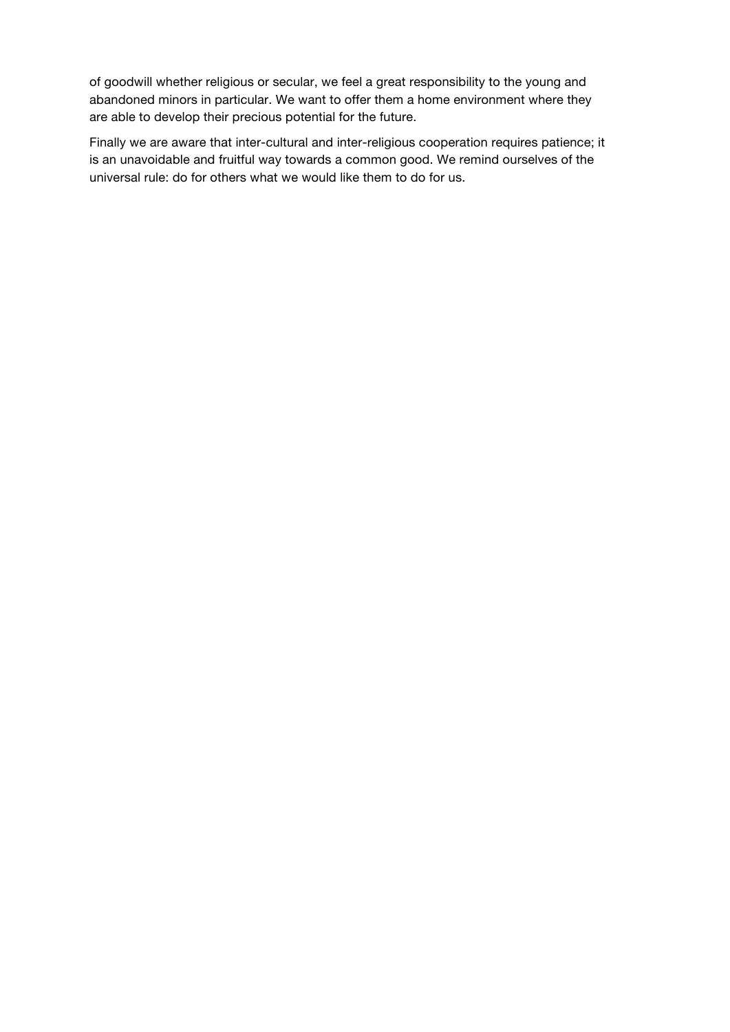of goodwill whether religious or secular, we feel a great responsibility to the young and abandoned minors in particular. We want to offer them a home environment where they are able to develop their precious potential for the future.

Finally we are aware that inter-cultural and inter-religious cooperation requires patience; it is an unavoidable and fruitful way towards a common good. We remind ourselves of the universal rule: do for others what we would like them to do for us.